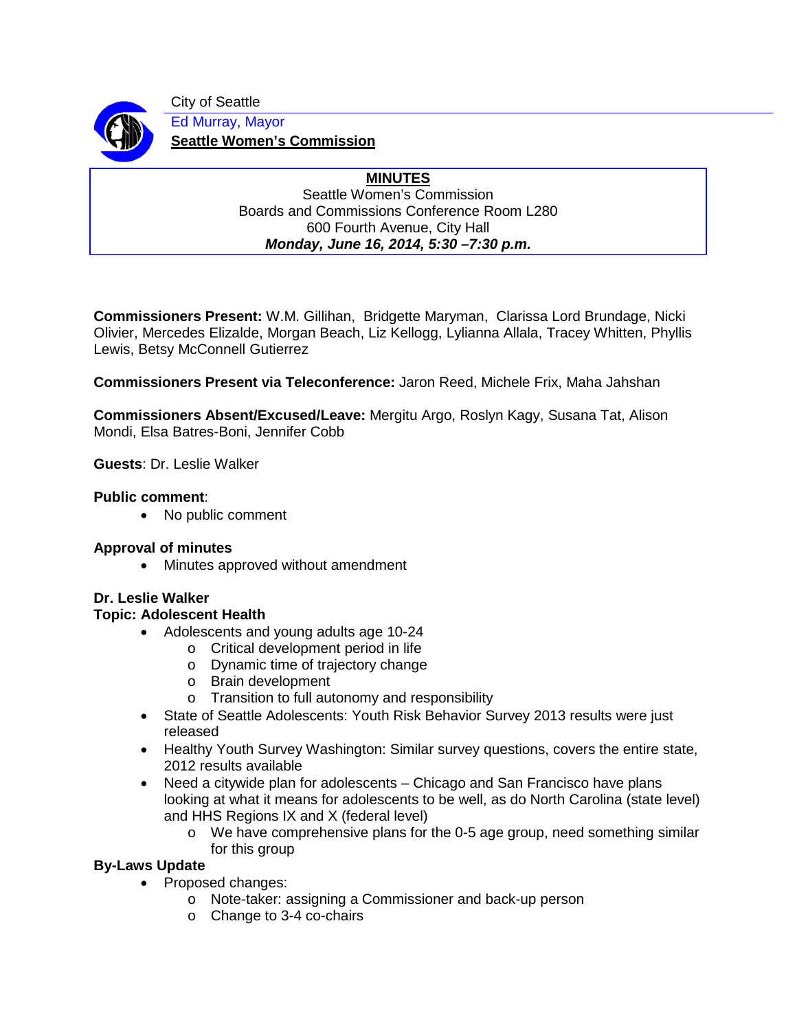City of Seattle
Ed Murray, Mayor
**Seattle Women's Commission**

**MINUTES**
Seattle Women's Commission
Boards and Commissions Conference Room L280
600 Fourth Avenue, City Hall
***Monday, June 16, 2014, 5:30 –7:30 p.m.***

**Commissioners Present:** W.M. Gillihan, Bridgette Maryman, Clarissa Lord Brundage, Nicki Olivier, Mercedes Elizalde, Morgan Beach, Liz Kellogg, Lylianna Allala, Tracey Whitten, Phyllis Lewis, Betsy McConnell Gutierrez

**Commissioners Present via Teleconference:** Jaron Reed, Michele Frix, Maha Jahshan

**Commissioners Absent/Excused/Leave:** Mergitu Argo, Roslyn Kagy, Susana Tat, Alison Mondi, Elsa Batres-Boni, Jennifer Cobb

**Guests**: Dr. Leslie Walker

**Public comment**:

- No public comment

**Approval of minutes**

- Minutes approved without amendment

**Dr. Leslie Walker**
**Topic: Adolescent Health**

- Adolescents and young adults age 10-24
  - Critical development period in life
  - Dynamic time of trajectory change
  - Brain development
  - Transition to full autonomy and responsibility
- State of Seattle Adolescents: Youth Risk Behavior Survey 2013 results were just released
- Healthy Youth Survey Washington: Similar survey questions, covers the entire state, 2012 results available
- Need a citywide plan for adolescents – Chicago and San Francisco have plans looking at what it means for adolescents to be well, as do North Carolina (state level) and HHS Regions IX and X (federal level)
  - We have comprehensive plans for the 0-5 age group, need something similar for this group

**By-Laws Update**

- Proposed changes:
  - Note-taker: assigning a Commissioner and back-up person
  - Change to 3-4 co-chairs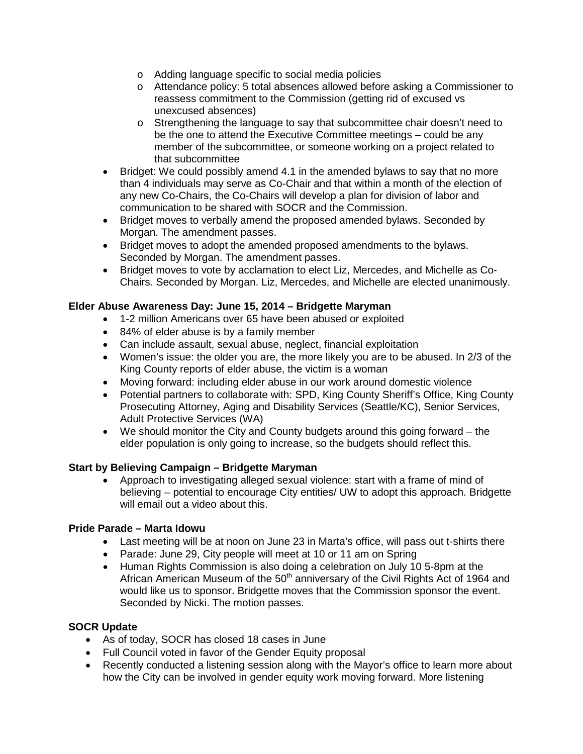- Adding language specific to social media policies
  - Attendance policy: 5 total absences allowed before asking a Commissioner to reassess commitment to the Commission (getting rid of excused vs unexcused absences)
  - Strengthening the language to say that subcommittee chair doesn't need to be the one to attend the Executive Committee meetings – could be any member of the subcommittee, or someone working on a project related to that subcommittee
- Bridget: We could possibly amend 4.1 in the amended bylaws to say that no more than 4 individuals may serve as Co-Chair and that within a month of the election of any new Co-Chairs, the Co-Chairs will develop a plan for division of labor and communication to be shared with SOCR and the Commission.
- Bridget moves to verbally amend the proposed amended bylaws. Seconded by Morgan. The amendment passes.
- Bridget moves to adopt the amended proposed amendments to the bylaws. Seconded by Morgan. The amendment passes.
- Bridget moves to vote by acclamation to elect Liz, Mercedes, and Michelle as Co-Chairs. Seconded by Morgan. Liz, Mercedes, and Michelle are elected unanimously.

**Elder Abuse Awareness Day: June 15, 2014 – Bridgette Maryman**

- 1-2 million Americans over 65 have been abused or exploited
- 84% of elder abuse is by a family member
- Can include assault, sexual abuse, neglect, financial exploitation
- Women's issue: the older you are, the more likely you are to be abused. In 2/3 of the King County reports of elder abuse, the victim is a woman
- Moving forward: including elder abuse in our work around domestic violence
- Potential partners to collaborate with: SPD, King County Sheriff's Office, King County Prosecuting Attorney, Aging and Disability Services (Seattle/KC), Senior Services, Adult Protective Services (WA)
- We should monitor the City and County budgets around this going forward – the elder population is only going to increase, so the budgets should reflect this.

**Start by Believing Campaign – Bridgette Maryman**

- Approach to investigating alleged sexual violence: start with a frame of mind of believing – potential to encourage City entities/ UW to adopt this approach. Bridgette will email out a video about this.

**Pride Parade – Marta Idowu**

- Last meeting will be at noon on June 23 in Marta's office, will pass out t-shirts there
- Parade: June 29, City people will meet at 10 or 11 am on Spring
- Human Rights Commission is also doing a celebration on July 10 5-8pm at the African American Museum of the 50th anniversary of the Civil Rights Act of 1964 and would like us to sponsor. Bridgette moves that the Commission sponsor the event. Seconded by Nicki. The motion passes.

**SOCR Update**

- As of today, SOCR has closed 18 cases in June
- Full Council voted in favor of the Gender Equity proposal
- Recently conducted a listening session along with the Mayor's office to learn more about how the City can be involved in gender equity work moving forward. More listening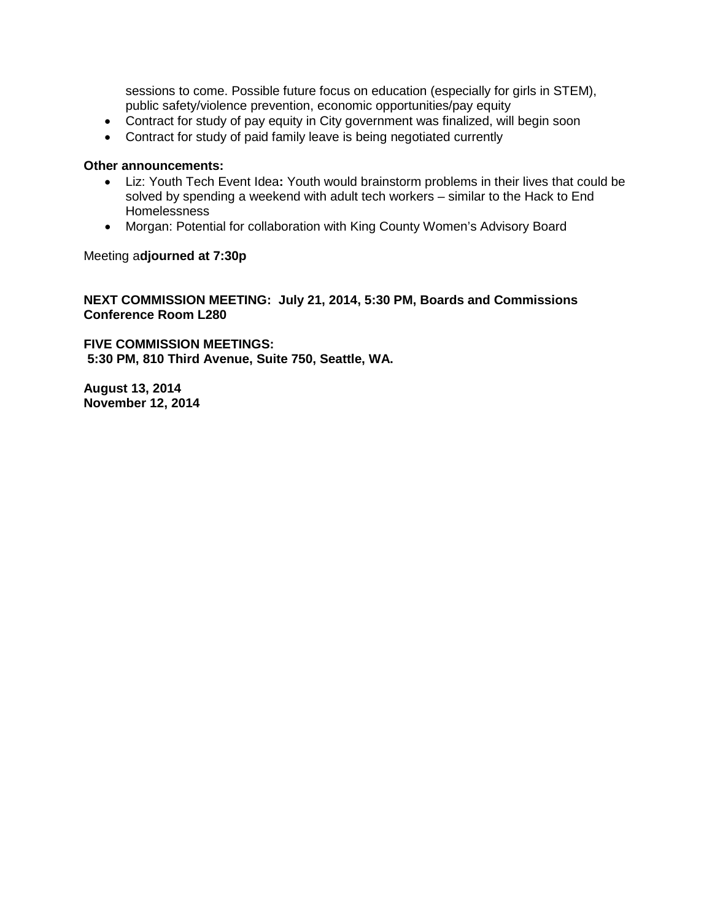sessions to come. Possible future focus on education (especially for girls in STEM), public safety/violence prevention, economic opportunities/pay equity

- Contract for study of pay equity in City government was finalized, will begin soon
- Contract for study of paid family leave is being negotiated currently

**Other announcements:**

- Liz: Youth Tech Event Idea**:** Youth would brainstorm problems in their lives that could be solved by spending a weekend with adult tech workers – similar to the Hack to End Homelessness
- Morgan: Potential for collaboration with King County Women's Advisory Board

Meeting a**djourned at 7:30p**

**NEXT COMMISSION MEETING: July 21, 2014, 5:30 PM, Boards and Commissions Conference Room L280**

**FIVE COMMISSION MEETINGS:**
**5:30 PM, 810 Third Avenue, Suite 750, Seattle, WA.**

**August 13, 2014**
**November 12, 2014**